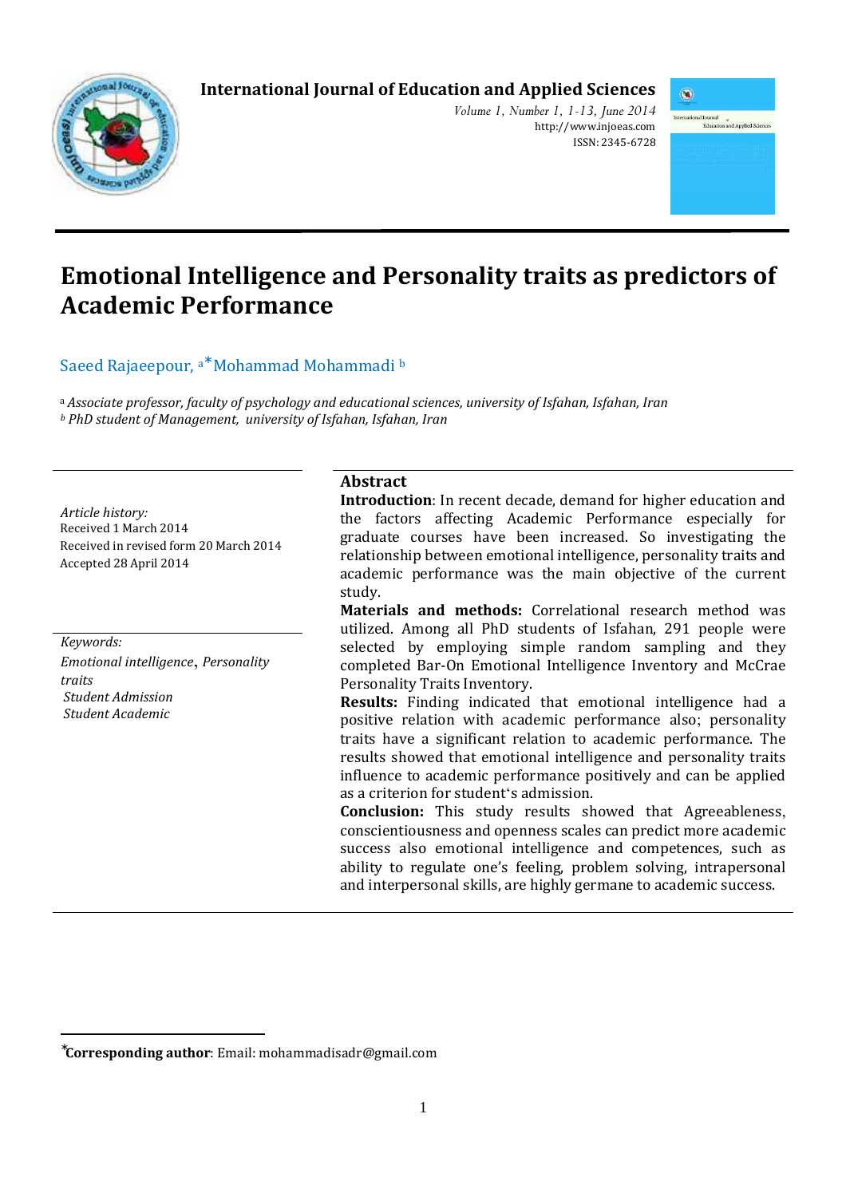# Emotional Intelligence and Personality traits as predictors of Academic Performance

Saeed Rajaeepour, [a] *Mohammad Mohammadi [b]

[a] *Associate professor, faculty of psychology and educational sciences, university of Isfahan, Isfahan, Iran*
[b] *PhD student of Management, university of Isfahan, Isfahan, Iran*

*Article history:*
Received 1 March 2014
Received in revised form 20 March 2014
Accepted 28 April 2014

*Keywords:*
*Emotional intelligence*, *Personality traits*
*Student Admission*
*Student Academic*

## Abstract

**Introduction**: In recent decade, demand for higher education and the factors affecting Academic Performance especially for graduate courses have been increased. So investigating the relationship between emotional intelligence, personality traits and academic performance was the main objective of the current study.

**Materials and methods:** Correlational research method was utilized. Among all PhD students of Isfahan, 291 people were selected by employing simple random sampling and they completed Bar-On Emotional Intelligence Inventory and McCrae Personality Traits Inventory.

**Results:** Finding indicated that emotional intelligence had a positive relation with academic performance also; personality traits have a significant relation to academic performance. The results showed that emotional intelligence and personality traits influence to academic performance positively and can be applied as a criterion for student's admission.

**Conclusion:** This study results showed that Agreeableness, conscientiousness and openness scales can predict more academic success also emotional intelligence and competences, such as ability to regulate one's feeling, problem solving, intrapersonal and interpersonal skills, are highly germane to academic success.

---

*__Corresponding author__: Email: mohammadisadr@gmail.com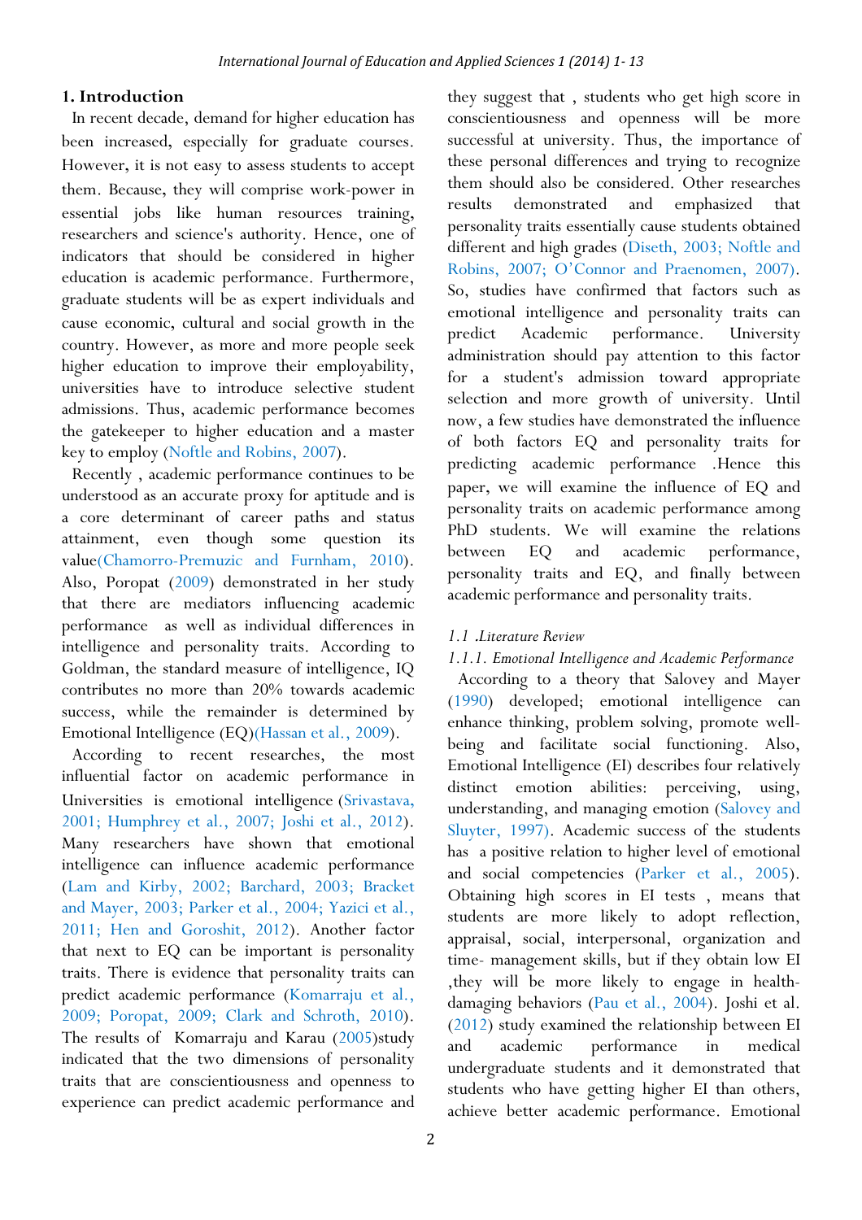## 1. Introduction

In recent decade, demand for higher education has been increased, especially for graduate courses. However, it is not easy to assess students to accept them. Because, they will comprise work-power in essential jobs like human resources training, researchers and science's authority. Hence, one of indicators that should be considered in higher education is academic performance. Furthermore, graduate students will be as expert individuals and cause economic, cultural and social growth in the country. However, as more and more people seek higher education to improve their employability, universities have to introduce selective student admissions. Thus, academic performance becomes the gatekeeper to higher education and a master key to employ (Noftle and Robins, 2007).

Recently , academic performance continues to be understood as an accurate proxy for aptitude and is a core determinant of career paths and status attainment, even though some question its value(Chamorro-Premuzic and Furnham, 2010). Also, Poropat (2009) demonstrated in her study that there are mediators influencing academic performance as well as individual differences in intelligence and personality traits. According to Goldman, the standard measure of intelligence, IQ contributes no more than 20% towards academic success, while the remainder is determined by Emotional Intelligence (EQ)(Hassan et al., 2009).

According to recent researches, the most influential factor on academic performance in Universities is emotional intelligence (Srivastava, 2001; Humphrey et al., 2007; Joshi et al., 2012). Many researchers have shown that emotional intelligence can influence academic performance (Lam and Kirby, 2002; Barchard, 2003; Bracket and Mayer, 2003; Parker et al., 2004; Yazici et al., 2011; Hen and Goroshit, 2012). Another factor that next to EQ can be important is personality traits. There is evidence that personality traits can predict academic performance (Komarraju et al., 2009; Poropat, 2009; Clark and Schroth, 2010). The results of Komarraju and Karau (2005)study indicated that the two dimensions of personality traits that are conscientiousness and openness to experience can predict academic performance and they suggest that , students who get high score in conscientiousness and openness will be more successful at university. Thus, the importance of these personal differences and trying to recognize them should also be considered. Other researches results demonstrated and emphasized that personality traits essentially cause students obtained different and high grades (Diseth, 2003; Noftle and Robins, 2007; O'Connor and Praenomen, 2007). So, studies have confirmed that factors such as emotional intelligence and personality traits can predict Academic performance. University administration should pay attention to this factor for a student's admission toward appropriate selection and more growth of university. Until now, a few studies have demonstrated the influence of both factors EQ and personality traits for predicting academic performance .Hence this paper, we will examine the influence of EQ and personality traits on academic performance among PhD students. We will examine the relations between EQ and academic performance, personality traits and EQ, and finally between academic performance and personality traits.

### *1.1 .Literature Review*

#### *1.1.1. Emotional Intelligence and Academic Performance*

According to a theory that Salovey and Mayer (1990) developed; emotional intelligence can enhance thinking, problem solving, promote well-being and facilitate social functioning. Also, Emotional Intelligence (EI) describes four relatively distinct emotion abilities: perceiving, using, understanding, and managing emotion (Salovey and Sluyter, 1997). Academic success of the students has a positive relation to higher level of emotional and social competencies (Parker et al., 2005). Obtaining high scores in EI tests , means that students are more likely to adopt reflection, appraisal, social, interpersonal, organization and time- management skills, but if they obtain low EI ,they will be more likely to engage in health-damaging behaviors (Pau et al., 2004). Joshi et al. (2012) study examined the relationship between EI and academic performance in medical undergraduate students and it demonstrated that students who have getting higher EI than others, achieve better academic performance. Emotional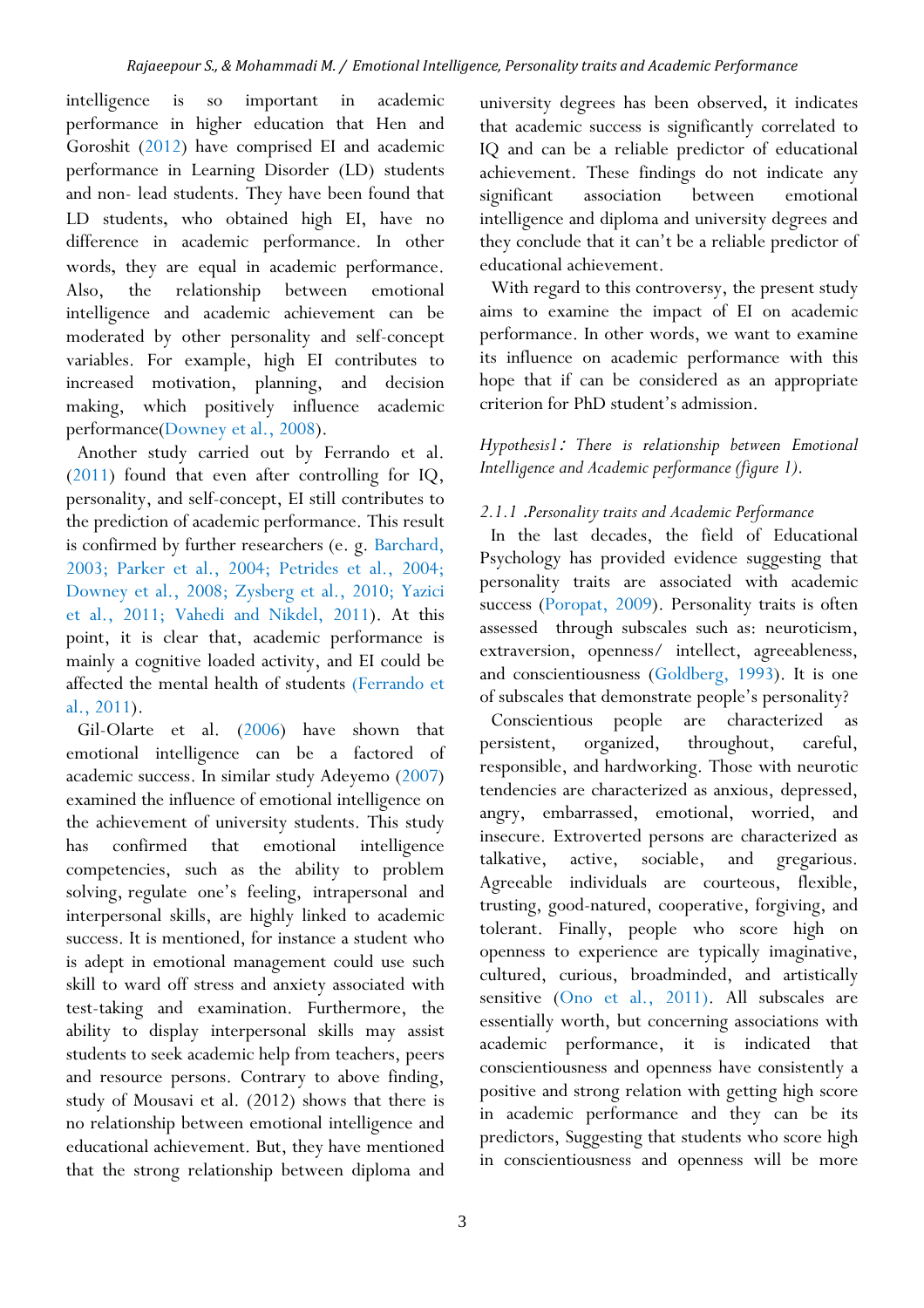intelligence is so important in academic performance in higher education that Hen and Goroshit (2012) have comprised EI and academic performance in Learning Disorder (LD) students and non- lead students. They have been found that LD students, who obtained high EI, have no difference in academic performance. In other words, they are equal in academic performance. Also, the relationship between emotional intelligence and academic achievement can be moderated by other personality and self-concept variables. For example, high EI contributes to increased motivation, planning, and decision making, which positively influence academic performance(Downey et al., 2008).

Another study carried out by Ferrando et al. (2011) found that even after controlling for IQ, personality, and self-concept, EI still contributes to the prediction of academic performance. This result is confirmed by further researchers (e. g. Barchard, 2003; Parker et al., 2004; Petrides et al., 2004; Downey et al., 2008; Zysberg et al., 2010; Yazici et al., 2011; Vahedi and Nikdel, 2011). At this point, it is clear that, academic performance is mainly a cognitive loaded activity, and EI could be affected the mental health of students (Ferrando et al., 2011).

Gil-Olarte et al. (2006) have shown that emotional intelligence can be a factored of academic success. In similar study Adeyemo (2007) examined the influence of emotional intelligence on the achievement of university students. This study has confirmed that emotional intelligence competencies, such as the ability to problem solving, regulate one's feeling, intrapersonal and interpersonal skills, are highly linked to academic success. It is mentioned, for instance a student who is adept in emotional management could use such skill to ward off stress and anxiety associated with test-taking and examination. Furthermore, the ability to display interpersonal skills may assist students to seek academic help from teachers, peers and resource persons. Contrary to above finding, study of Mousavi et al. (2012) shows that there is no relationship between emotional intelligence and educational achievement. But, they have mentioned that the strong relationship between diploma and university degrees has been observed, it indicates that academic success is significantly correlated to IQ and can be a reliable predictor of educational achievement. These findings do not indicate any significant association between emotional intelligence and diploma and university degrees and they conclude that it can't be a reliable predictor of educational achievement.

With regard to this controversy, the present study aims to examine the impact of EI on academic performance. In other words, we want to examine its influence on academic performance with this hope that if can be considered as an appropriate criterion for PhD student's admission.

*Hypothesis1: There is relationship between Emotional Intelligence and Academic performance (figure 1).*

### *2.1.1 .Personality traits and Academic Performance*

In the last decades, the field of Educational Psychology has provided evidence suggesting that personality traits are associated with academic success (Poropat, 2009). Personality traits is often assessed through subscales such as: neuroticism, extraversion, openness/ intellect, agreeableness, and conscientiousness (Goldberg, 1993). It is one of subscales that demonstrate people's personality?

Conscientious people are characterized as persistent, organized, throughout, careful, responsible, and hardworking. Those with neurotic tendencies are characterized as anxious, depressed, angry, embarrassed, emotional, worried, and insecure. Extroverted persons are characterized as talkative, active, sociable, and gregarious. Agreeable individuals are courteous, flexible, trusting, good-natured, cooperative, forgiving, and tolerant. Finally, people who score high on openness to experience are typically imaginative, cultured, curious, broadminded, and artistically sensitive (Ono et al., 2011). All subscales are essentially worth, but concerning associations with academic performance, it is indicated that conscientiousness and openness have consistently a positive and strong relation with getting high score in academic performance and they can be its predictors, Suggesting that students who score high in conscientiousness and openness will be more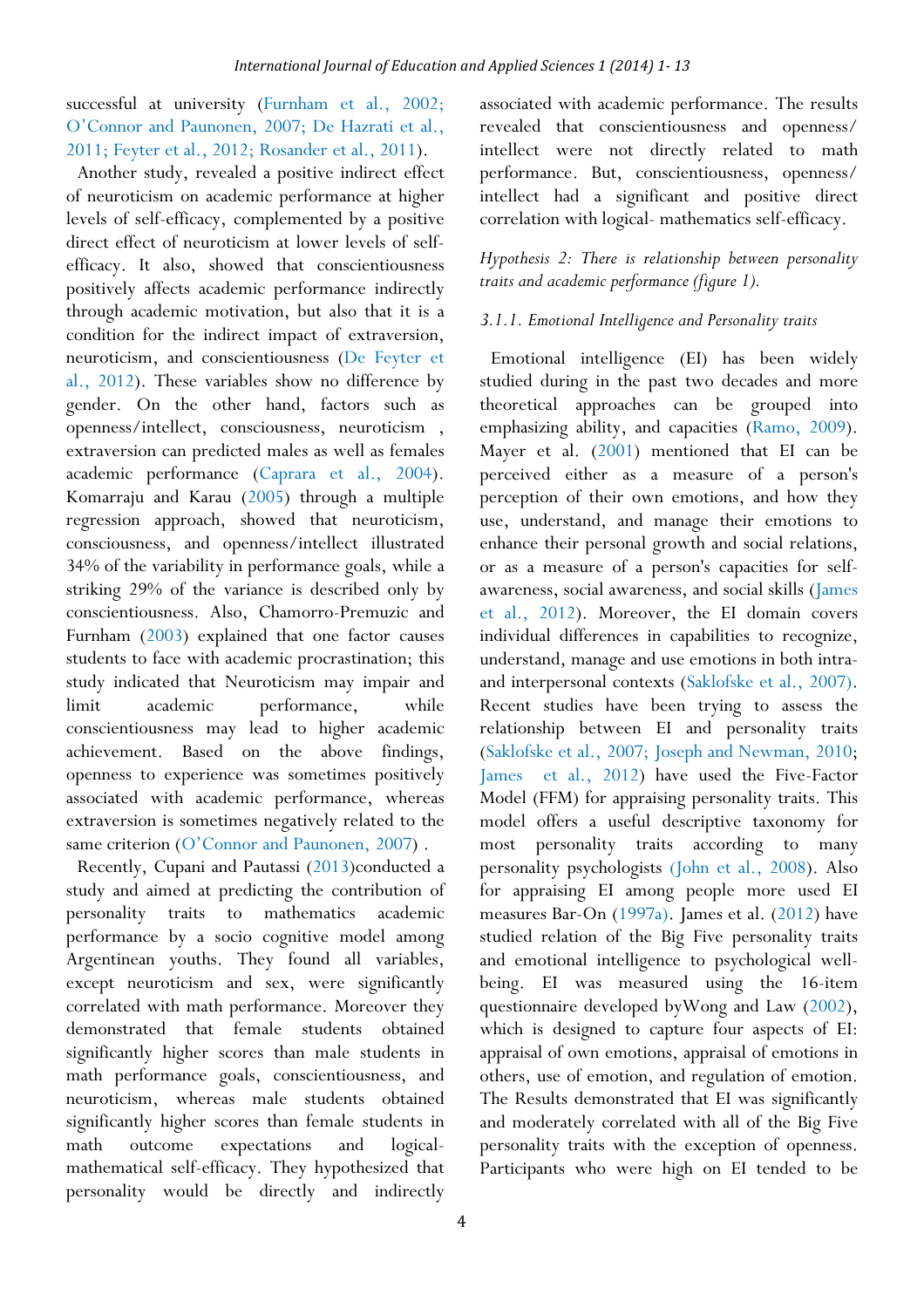successful at university (Furnham et al., 2002; O'Connor and Paunonen, 2007; De Hazrati et al., 2011; Feyter et al., 2012; Rosander et al., 2011).

Another study, revealed a positive indirect effect of neuroticism on academic performance at higher levels of self-efficacy, complemented by a positive direct effect of neuroticism at lower levels of self-efficacy. It also, showed that conscientiousness positively affects academic performance indirectly through academic motivation, but also that it is a condition for the indirect impact of extraversion, neuroticism, and conscientiousness (De Feyter et al., 2012). These variables show no difference by gender. On the other hand, factors such as openness/intellect, consciousness, neuroticism , extraversion can predicted males as well as females academic performance (Caprara et al., 2004). Komarraju and Karau (2005) through a multiple regression approach, showed that neuroticism, consciousness, and openness/intellect illustrated 34% of the variability in performance goals, while a striking 29% of the variance is described only by conscientiousness. Also, Chamorro-Premuzic and Furnham (2003) explained that one factor causes students to face with academic procrastination; this study indicated that Neuroticism may impair and limit academic performance, while conscientiousness may lead to higher academic achievement. Based on the above findings, openness to experience was sometimes positively associated with academic performance, whereas extraversion is sometimes negatively related to the same criterion (O'Connor and Paunonen, 2007) .

Recently, Cupani and Pautassi (2013)conducted a study and aimed at predicting the contribution of personality traits to mathematics academic performance by a socio cognitive model among Argentinean youths. They found all variables, except neuroticism and sex, were significantly correlated with math performance. Moreover they demonstrated that female students obtained significantly higher scores than male students in math performance goals, conscientiousness, and neuroticism, whereas male students obtained significantly higher scores than female students in math outcome expectations and logical-mathematical self-efficacy. They hypothesized that personality would be directly and indirectly associated with academic performance. The results revealed that conscientiousness and openness/ intellect were not directly related to math performance. But, conscientiousness, openness/ intellect had a significant and positive direct correlation with logical- mathematics self-efficacy.

*Hypothesis 2: There is relationship between personality traits and academic performance (figure 1).*

### *3.1.1. Emotional Intelligence and Personality traits*

Emotional intelligence (EI) has been widely studied during in the past two decades and more theoretical approaches can be grouped into emphasizing ability, and capacities (Ramo, 2009). Mayer et al. (2001) mentioned that EI can be perceived either as a measure of a person's perception of their own emotions, and how they use, understand, and manage their emotions to enhance their personal growth and social relations, or as a measure of a person's capacities for self-awareness, social awareness, and social skills (James et al., 2012). Moreover, the EI domain covers individual differences in capabilities to recognize, understand, manage and use emotions in both intra- and interpersonal contexts (Saklofske et al., 2007). Recent studies have been trying to assess the relationship between EI and personality traits (Saklofske et al., 2007; Joseph and Newman, 2010; James et al., 2012) have used the Five-Factor Model (FFM) for appraising personality traits. This model offers a useful descriptive taxonomy for most personality traits according to many personality psychologists (John et al., 2008). Also for appraising EI among people more used EI measures Bar-On (1997a). James et al. (2012) have studied relation of the Big Five personality traits and emotional intelligence to psychological well-being. EI was measured using the 16-item questionnaire developed byWong and Law (2002), which is designed to capture four aspects of EI: appraisal of own emotions, appraisal of emotions in others, use of emotion, and regulation of emotion. The Results demonstrated that EI was significantly and moderately correlated with all of the Big Five personality traits with the exception of openness. Participants who were high on EI tended to be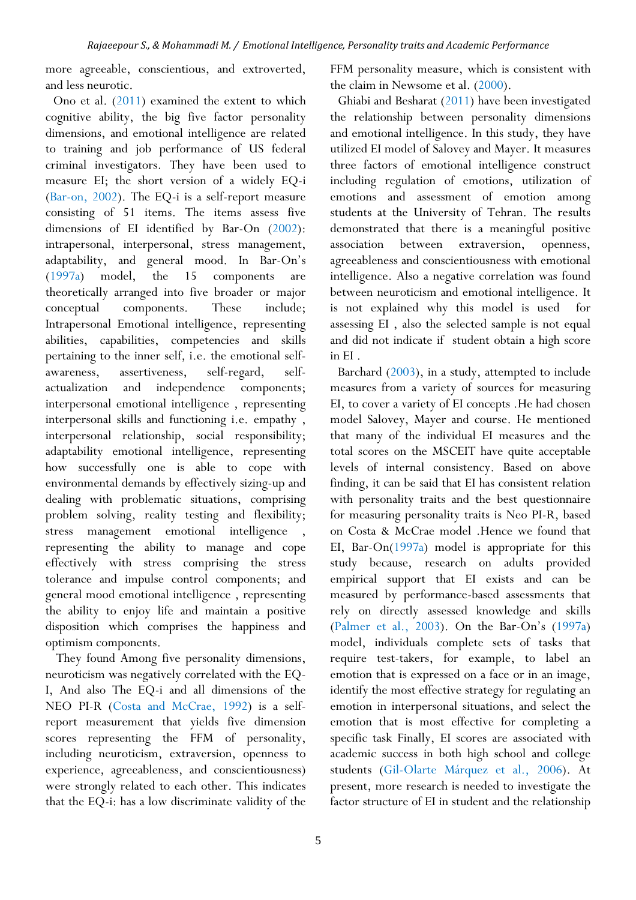more agreeable, conscientious, and extroverted, and less neurotic.

Ono et al. (2011) examined the extent to which cognitive ability, the big five factor personality dimensions, and emotional intelligence are related to training and job performance of US federal criminal investigators. They have been used to measure EI; the short version of a widely EQ-i (Bar-on, 2002). The EQ-i is a self-report measure consisting of 51 items. The items assess five dimensions of EI identified by Bar-On (2002): intrapersonal, interpersonal, stress management, adaptability, and general mood. In Bar-On's (1997a) model, the 15 components are theoretically arranged into five broader or major conceptual components. These include; Intrapersonal Emotional intelligence, representing abilities, capabilities, competencies and skills pertaining to the inner self, i.e. the emotional self-awareness, assertiveness, self-regard, self-actualization and independence components; interpersonal emotional intelligence , representing interpersonal skills and functioning i.e. empathy , interpersonal relationship, social responsibility; adaptability emotional intelligence, representing how successfully one is able to cope with environmental demands by effectively sizing-up and dealing with problematic situations, comprising problem solving, reality testing and flexibility; stress management emotional intelligence , representing the ability to manage and cope effectively with stress comprising the stress tolerance and impulse control components; and general mood emotional intelligence , representing the ability to enjoy life and maintain a positive disposition which comprises the happiness and optimism components.

They found Among five personality dimensions, neuroticism was negatively correlated with the EQ-I, And also The EQ-i and all dimensions of the NEO PI-R (Costa and McCrae, 1992) is a self-report measurement that yields five dimension scores representing the FFM of personality, including neuroticism, extraversion, openness to experience, agreeableness, and conscientiousness) were strongly related to each other. This indicates that the EQ-i: has a low discriminate validity of the FFM personality measure, which is consistent with the claim in Newsome et al. (2000).

Ghiabi and Besharat (2011) have been investigated the relationship between personality dimensions and emotional intelligence. In this study, they have utilized EI model of Salovey and Mayer. It measures three factors of emotional intelligence construct including regulation of emotions, utilization of emotions and assessment of emotion among students at the University of Tehran. The results demonstrated that there is a meaningful positive association between extraversion, openness, agreeableness and conscientiousness with emotional intelligence. Also a negative correlation was found between neuroticism and emotional intelligence. It is not explained why this model is used for assessing EI , also the selected sample is not equal and did not indicate if student obtain a high score in EI .

Barchard (2003), in a study, attempted to include measures from a variety of sources for measuring EI, to cover a variety of EI concepts .He had chosen model Salovey, Mayer and course. He mentioned that many of the individual EI measures and the total scores on the MSCEIT have quite acceptable levels of internal consistency. Based on above finding, it can be said that EI has consistent relation with personality traits and the best questionnaire for measuring personality traits is Neo PI-R, based on Costa & McCrae model .Hence we found that EI, Bar-On(1997a) model is appropriate for this study because, research on adults provided empirical support that EI exists and can be measured by performance-based assessments that rely on directly assessed knowledge and skills (Palmer et al., 2003). On the Bar-On's (1997a) model, individuals complete sets of tasks that require test-takers, for example, to label an emotion that is expressed on a face or in an image, identify the most effective strategy for regulating an emotion in interpersonal situations, and select the emotion that is most effective for completing a specific task Finally, EI scores are associated with academic success in both high school and college students (Gil-Olarte Márquez et al., 2006). At present, more research is needed to investigate the factor structure of EI in student and the relationship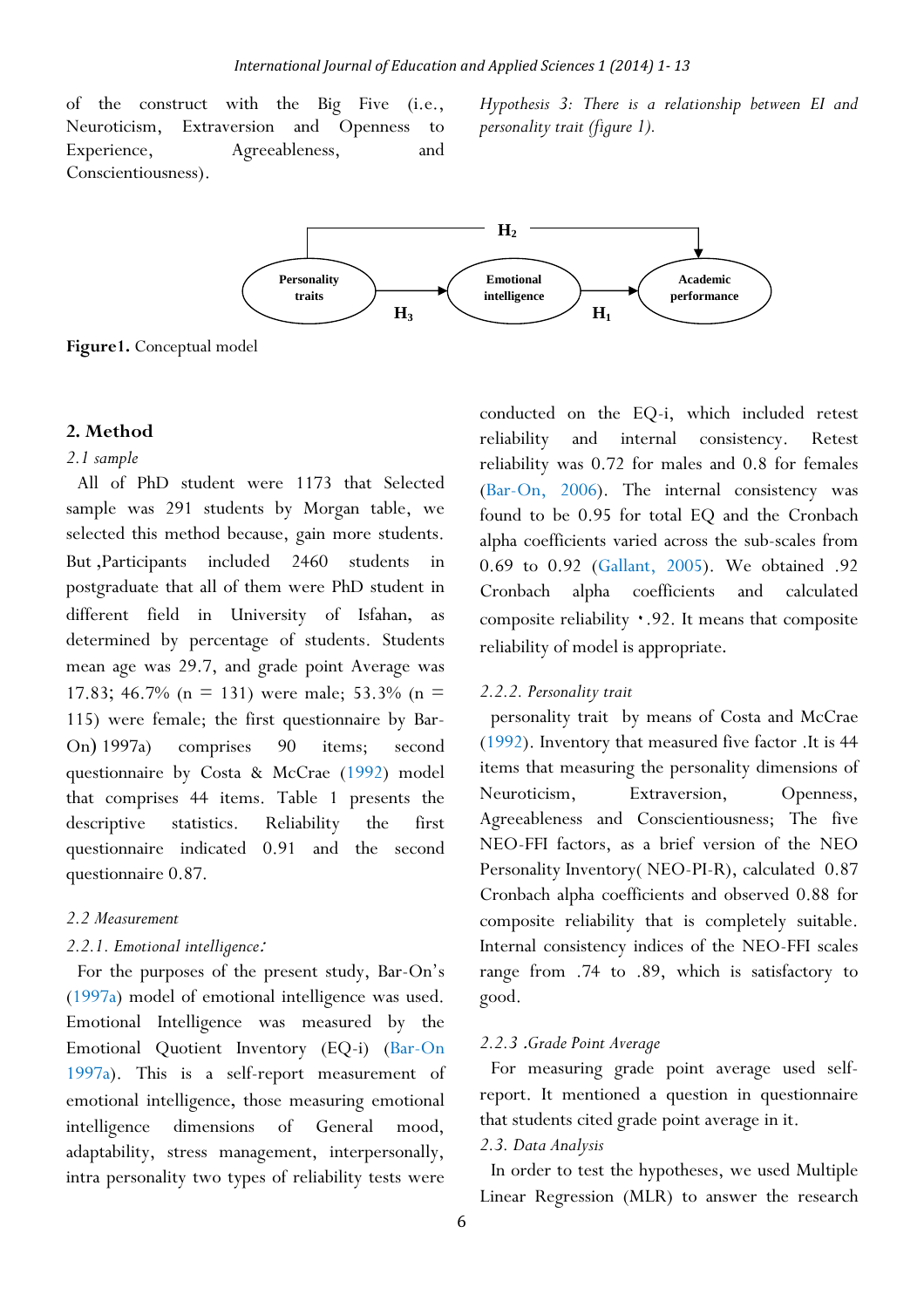of the construct with the Big Five (i.e., Neuroticism, Extraversion and Openness to Experience, Agreeableness, and Conscientiousness).

*Hypothesis 3: There is a relationship between EI and personality trait (figure 1).*

**Figure1.** Conceptual model

## 2. Method

*2.1 sample*

All of PhD student were 1173 that Selected sample was 291 students by Morgan table, we selected this method because, gain more students. But ,Participants included 2460 students in postgraduate that all of them were PhD student in different field in University of Isfahan, as determined by percentage of students. Students mean age was 29.7, and grade point Average was 17.83; 46.7% (n = 131) were male; 53.3% (n = 115) were female; the first questionnaire by Bar-On) 1997a) comprises 90 items; second questionnaire by Costa & McCrae (1992) model that comprises 44 items. Table 1 presents the descriptive statistics. Reliability the first questionnaire indicated 0.91 and the second questionnaire 0.87.

*2.2 Measurement*

*2.2.1. Emotional intelligence:*

For the purposes of the present study, Bar-On's (1997a) model of emotional intelligence was used. Emotional Intelligence was measured by the Emotional Quotient Inventory (EQ-i) (Bar-On 1997a). This is a self-report measurement of emotional intelligence, those measuring emotional intelligence dimensions of General mood, adaptability, stress management, interpersonally, intra personality two types of reliability tests were conducted on the EQ-i, which included retest reliability and internal consistency. Retest reliability was 0.72 for males and 0.8 for females (Bar-On, 2006). The internal consistency was found to be 0.95 for total EQ and the Cronbach alpha coefficients varied across the sub-scales from 0.69 to 0.92 (Gallant, 2005). We obtained .92 Cronbach alpha coefficients and calculated composite reliability ٠.92. It means that composite reliability of model is appropriate.

*2.2.2. Personality trait*

personality trait by means of Costa and McCrae (1992). Inventory that measured five factor .It is 44 items that measuring the personality dimensions of Neuroticism, Extraversion, Openness, Agreeableness and Conscientiousness; The five NEO-FFI factors, as a brief version of the NEO Personality Inventory( NEO-PI-R), calculated 0.87 Cronbach alpha coefficients and observed 0.88 for composite reliability that is completely suitable. Internal consistency indices of the NEO-FFI scales range from .74 to .89, which is satisfactory to good.

*2.2.3 .Grade Point Average*

For measuring grade point average used self-report. It mentioned a question in questionnaire that students cited grade point average in it.

*2.3. Data Analysis*

In order to test the hypotheses, we used Multiple Linear Regression (MLR) to answer the research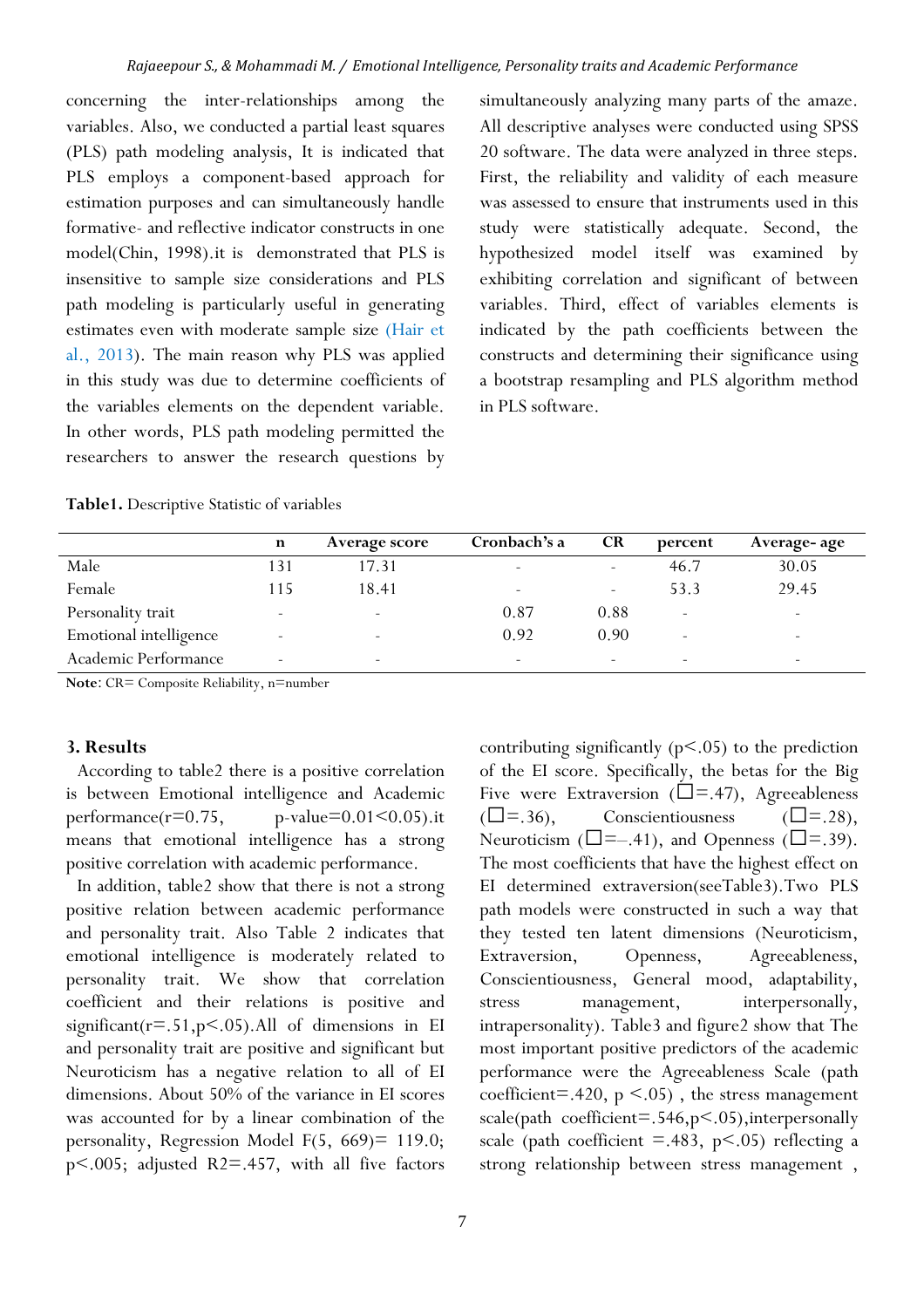concerning the inter-relationships among the variables. Also, we conducted a partial least squares (PLS) path modeling analysis, It is indicated that PLS employs a component-based approach for estimation purposes and can simultaneously handle formative- and reflective indicator constructs in one model(Chin, 1998).it is demonstrated that PLS is insensitive to sample size considerations and PLS path modeling is particularly useful in generating estimates even with moderate sample size (Hair et al., 2013). The main reason why PLS was applied in this study was due to determine coefficients of the variables elements on the dependent variable. In other words, PLS path modeling permitted the researchers to answer the research questions by simultaneously analyzing many parts of the amaze. All descriptive analyses were conducted using SPSS 20 software. The data were analyzed in three steps. First, the reliability and validity of each measure was assessed to ensure that instruments used in this study were statistically adequate. Second, the hypothesized model itself was examined by exhibiting correlation and significant of between variables. Third, effect of variables elements is indicated by the path coefficients between the constructs and determining their significance using a bootstrap resampling and PLS algorithm method in PLS software.

**Table1.** Descriptive Statistic of variables

| | n | Average score | Cronbach's a | CR | percent | Average- age |
|---|---|---|---|---|---|---|
| Male | 131 | 17.31 | - | - | 46.7 | 30.05 |
| Female | 115 | 18.41 | - | - | 53.3 | 29.45 |
| Personality trait | - | - | 0.87 | 0.88 | - | - |
| Emotional intelligence | - | - | 0.92 | 0.90 | - | - |
| Academic Performance | - | - | - | - | - | - |

**Note**: CR= Composite Reliability, n=number

### 3. Results

According to table2 there is a positive correlation is between Emotional intelligence and Academic performance($r=0.75$, p-value$=0.01<0.05$).it means that emotional intelligence has a strong positive correlation with academic performance.

In addition, table2 show that there is not a strong positive relation between academic performance and personality trait. Also Table 2 indicates that emotional intelligence is moderately related to personality trait. We show that correlation coefficient and their relations is positive and significant($r=.51, p<.05$).All of dimensions in EI and personality trait are positive and significant but Neuroticism has a negative relation to all of EI dimensions. About 50% of the variance in EI scores was accounted for by a linear combination of the personality, Regression Model $F(5, 669)= 119.0$; $p<.005$; adjusted $R2=.457$, with all five factors contributing significantly ($p<.05$) to the prediction of the EI score. Specifically, the betas for the Big Five were Extraversion (□=.47), Agreeableness (□=.36), Conscientiousness (□=.28), Neuroticism (□=–.41), and Openness (□=.39). The most coefficients that have the highest effect on EI determined extraversion(seeTable3).Two PLS path models were constructed in such a way that they tested ten latent dimensions (Neuroticism, Extraversion, Openness, Agreeableness, Conscientiousness, General mood, adaptability, stress management, interpersonally, intrapersonality). Table3 and figure2 show that The most important positive predictors of the academic performance were the Agreeableness Scale (path coefficient=.420, $p<.05$) , the stress management scale(path coefficient=.546,$p<.05$),interpersonally scale (path coefficient =.483, $p<.05$) reflecting a strong relationship between stress management ,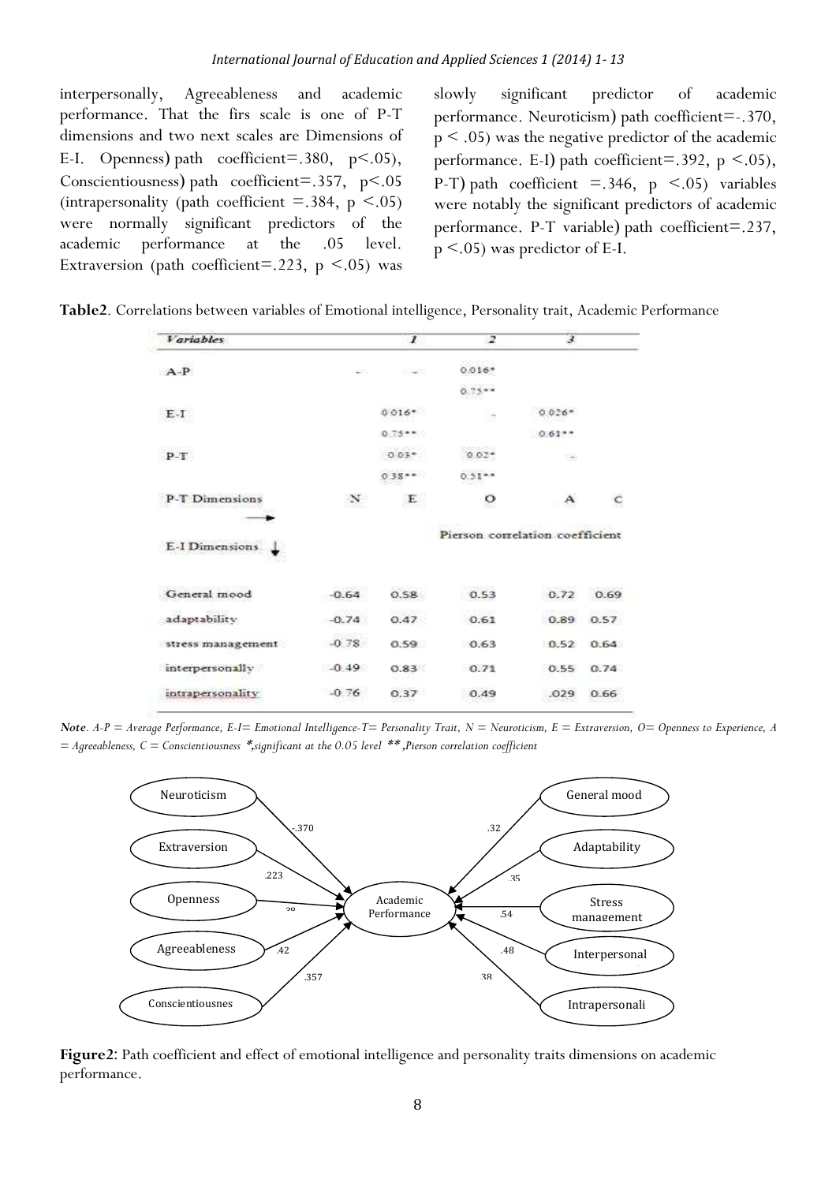interpersonally, Agreeableness and academic performance. That the firs scale is one of P-T dimensions and two next scales are Dimensions of E-I. Openness) path coefficient=.380, p<.05), Conscientiousness) path coefficient=.357, p<.05 (intrapersonality (path coefficient =.384, p <.05) were normally significant predictors of the academic performance at the .05 level. Extraversion (path coefficient=.223, p <.05) was slowly significant predictor of academic performance. Neuroticism) path coefficient=-.370, p < .05) was the negative predictor of the academic performance. E-I) path coefficient=.392, p <.05), P-T) path coefficient =.346, p <.05) variables were notably the significant predictors of academic performance. P-T variable) path coefficient=.237, p <.05) was predictor of E-I.

**Table2**. Correlations between variables of Emotional intelligence, Personality trait, Academic Performance

| Variables | | 1 | 2 | 3 | |
|---|---|---|---|---|---|
| A-P | - | - | 0.016* 0.75** | | |
| E-I | | 0.016* 0.75** | - | 0.026* 0.61** | |
| P-T | | 0.03* 0.38** | 0.02* 0.51** | - | |
| P-T Dimensions → | N | E | O | A | C |
| E-I Dimensions ↓ | | | Pierson correlation coefficient | | |
| General mood | -0.64 | 0.58 | 0.53 | 0.72 | 0.69 |
| adaptability | -0.74 | 0.47 | 0.61 | 0.89 | 0.57 |
| stress management | -0.78 | 0.59 | 0.63 | 0.52 | 0.64 |
| interpersonally | -0.49 | 0.83 | 0.71 | 0.55 | 0.74 |
| intrapersonality | -0.76 | 0.37 | 0.49 | .029 | 0.66 |

*Note. A-P = Average Performance, E-I= Emotional Intelligence-T= Personality Trait, N = Neuroticism, E = Extraversion, O= Openness to Experience, A = Agreeableness, C = Conscientiousness \*,significant at the 0.05 level \*\*,Pierson correlation coefficient*

Neuroticism → Academic Performance: -.370
Extraversion → Academic Performance: .223
Openness → Academic Performance: .38
Agreeableness → Academic Performance: .42
Conscientiousnes → Academic Performance: .357
General mood → Academic Performance: .32
Adaptability → Academic Performance: .35
Stress management → Academic Performance: .54
Interpersonal → Academic Performance: .48
Intrapersonali → Academic Performance: .38

**Figure2**: Path coefficient and effect of emotional intelligence and personality traits dimensions on academic performance.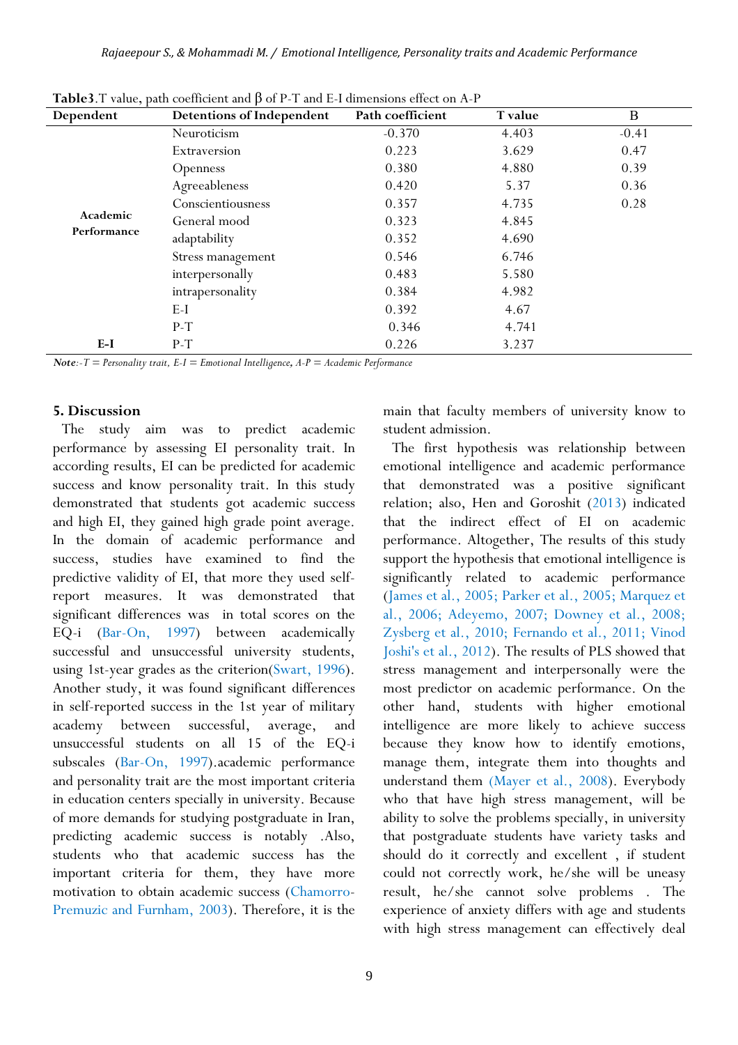**Table3**.T value, path coefficient and β of P-T and E-I dimensions effect on A-P

| Dependent | Detentions of Independent | Path coefficient | T value | Β |
|---|---|---|---|---|
| Academic Performance | Neuroticism | -0.370 | 4.403 | -0.41 |
| | Extraversion | 0.223 | 3.629 | 0.47 |
| | Openness | 0.380 | 4.880 | 0.39 |
| | Agreeableness | 0.420 | 5.37 | 0.36 |
| | Conscientiousness | 0.357 | 4.735 | 0.28 |
| | General mood | 0.323 | 4.845 | |
| | adaptability | 0.352 | 4.690 | |
| | Stress management | 0.546 | 6.746 | |
| | interpersonally | 0.483 | 5.580 | |
| | intrapersonality | 0.384 | 4.982 | |
| | E-I | 0.392 | 4.67 | |
| | P-T | 0.346 | 4.741 | |
| E-I | P-T | 0.226 | 3.237 | |

***Note***:-T = Personality trait, E-I = Emotional Intelligence, A-P = Academic Performance

## 5. Discussion

The study aim was to predict academic performance by assessing EI personality trait. In according results, EI can be predicted for academic success and know personality trait. In this study demonstrated that students got academic success and high EI, they gained high grade point average. In the domain of academic performance and success, studies have examined to find the predictive validity of EI, that more they used self-report measures. It was demonstrated that significant differences was in total scores on the EQ-i (Bar-On, 1997) between academically successful and unsuccessful university students, using 1st-year grades as the criterion(Swart, 1996). Another study, it was found significant differences in self-reported success in the 1st year of military academy between successful, average, and unsuccessful students on all 15 of the EQ-i subscales (Bar-On, 1997).academic performance and personality trait are the most important criteria in education centers specially in university. Because of more demands for studying postgraduate in Iran, predicting academic success is notably .Also, students who that academic success has the important criteria for them, they have more motivation to obtain academic success (Chamorro-Premuzic and Furnham, 2003). Therefore, it is the main that faculty members of university know to student admission.

The first hypothesis was relationship between emotional intelligence and academic performance that demonstrated was a positive significant relation; also, Hen and Goroshit (2013) indicated that the indirect effect of EI on academic performance. Altogether, The results of this study support the hypothesis that emotional intelligence is significantly related to academic performance (James et al., 2005; Parker et al., 2005; Marquez et al., 2006; Adeyemo, 2007; Downey et al., 2008; Zysberg et al., 2010; Fernando et al., 2011; Vinod Joshi's et al., 2012). The results of PLS showed that stress management and interpersonally were the most predictor on academic performance. On the other hand, students with higher emotional intelligence are more likely to achieve success because they know how to identify emotions, manage them, integrate them into thoughts and understand them (Mayer et al., 2008). Everybody who that have high stress management, will be ability to solve the problems specially, in university that postgraduate students have variety tasks and should do it correctly and excellent , if student could not correctly work, he/she will be uneasy result, he/she cannot solve problems . The experience of anxiety differs with age and students with high stress management can effectively deal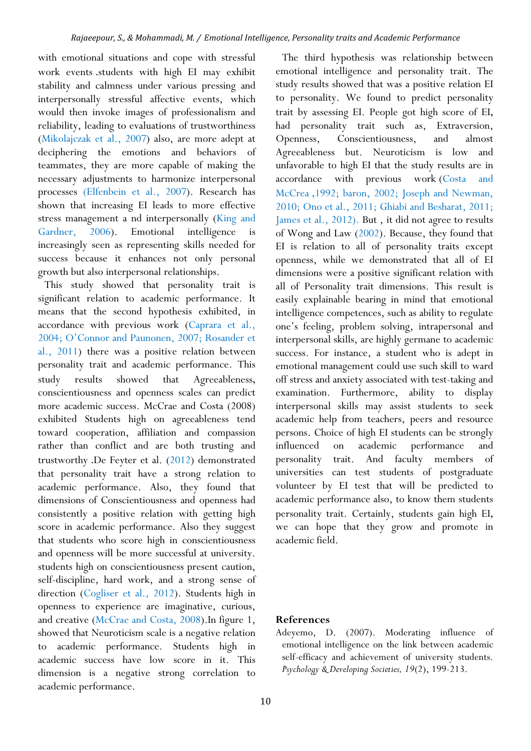with emotional situations and cope with stressful work events .students with high EI may exhibit stability and calmness under various pressing and interpersonally stressful affective events, which would then invoke images of professionalism and reliability, leading to evaluations of trustworthiness (Mikolajczak et al., 2007) also, are more adept at deciphering the emotions and behaviors of teammates, they are more capable of making the necessary adjustments to harmonize interpersonal processes (Elfenbein et al., 2007). Research has shown that increasing EI leads to more effective stress management a nd interpersonally (King and Gardner, 2006). Emotional intelligence is increasingly seen as representing skills needed for success because it enhances not only personal growth but also interpersonal relationships.

This study showed that personality trait is significant relation to academic performance. It means that the second hypothesis exhibited, in accordance with previous work (Caprara et al., 2004; O'Connor and Paunonen, 2007; Rosander et al., 2011) there was a positive relation between personality trait and academic performance. This study results showed that Agreeableness, conscientiousness and openness scales can predict more academic success. McCrae and Costa (2008) exhibited Students high on agreeableness tend toward cooperation, affiliation and compassion rather than conflict and are both trusting and trustworthy .De Feyter et al. (2012) demonstrated that personality trait have a strong relation to academic performance. Also, they found that dimensions of Conscientiousness and openness had consistently a positive relation with getting high score in academic performance. Also they suggest that students who score high in conscientiousness and openness will be more successful at university. students high on conscientiousness present caution, self-discipline, hard work, and a strong sense of direction (Cogliser et al., 2012). Students high in openness to experience are imaginative, curious, and creative (McCrae and Costa, 2008).In figure 1, showed that Neuroticism scale is a negative relation to academic performance. Students high in academic success have low score in it. This dimension is a negative strong correlation to academic performance.

The third hypothesis was relationship between emotional intelligence and personality trait. The study results showed that was a positive relation EI to personality. We found to predict personality trait by assessing EI. People got high score of EI, had personality trait such as, Extraversion, Openness, Conscientiousness, and almost Agreeableness but. Neuroticism is low and unfavorable to high EI that the study results are in accordance with previous work (Costa and McCrea ,1992; baron, 2002; Joseph and Newman, 2010; Ono et al., 2011; Ghiabi and Besharat, 2011; James et al., 2012). But , it did not agree to results of Wong and Law (2002). Because, they found that EI is relation to all of personality traits except openness, while we demonstrated that all of EI dimensions were a positive significant relation with all of Personality trait dimensions. This result is easily explainable bearing in mind that emotional intelligence competences, such as ability to regulate one's feeling, problem solving, intrapersonal and interpersonal skills, are highly germane to academic success. For instance, a student who is adept in emotional management could use such skill to ward off stress and anxiety associated with test-taking and examination. Furthermore, ability to display interpersonal skills may assist students to seek academic help from teachers, peers and resource persons. Choice of high EI students can be strongly influenced on academic performance and personality trait. And faculty members of universities can test students of postgraduate volunteer by EI test that will be predicted to academic performance also, to know them students personality trait. Certainly, students gain high EI, we can hope that they grow and promote in academic field.

## References

Adeyemo, D. (2007). Moderating influence of emotional intelligence on the link between academic self-efficacy and achievement of university students. *Psychology & Developing Societies, 19*(2), 199-213.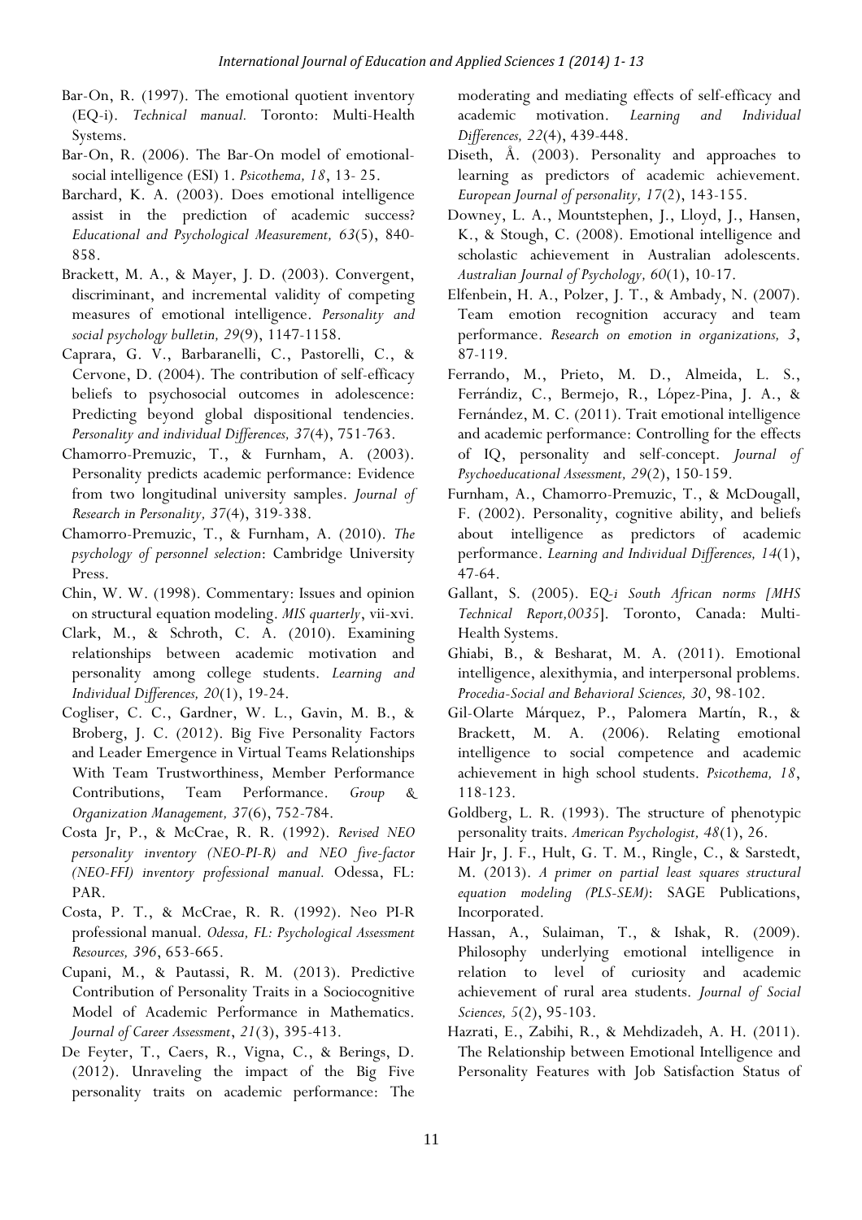Bar-On, R. (1997). The emotional quotient inventory (EQ-i). *Technical manual.* Toronto: Multi-Health Systems.

Bar-On, R. (2006). The Bar-On model of emotional-social intelligence (ESI) 1. *Psicothema, 18*, 13- 25.

Barchard, K. A. (2003). Does emotional intelligence assist in the prediction of academic success? *Educational and Psychological Measurement, 63*(5), 840-858.

Brackett, M. A., & Mayer, J. D. (2003). Convergent, discriminant, and incremental validity of competing measures of emotional intelligence. *Personality and social psychology bulletin, 29*(9), 1147-1158.

Caprara, G. V., Barbaranelli, C., Pastorelli, C., & Cervone, D. (2004). The contribution of self-efficacy beliefs to psychosocial outcomes in adolescence: Predicting beyond global dispositional tendencies. *Personality and individual Differences, 37*(4), 751-763.

Chamorro-Premuzic, T., & Furnham, A. (2003). Personality predicts academic performance: Evidence from two longitudinal university samples. *Journal of Research in Personality, 37*(4), 319-338.

Chamorro-Premuzic, T., & Furnham, A. (2010). *The psychology of personnel selection*: Cambridge University Press.

Chin, W. W. (1998). Commentary: Issues and opinion on structural equation modeling. *MIS quarterly*, vii-xvi.

Clark, M., & Schroth, C. A. (2010). Examining relationships between academic motivation and personality among college students. *Learning and Individual Differences, 20*(1), 19-24.

Cogliser, C. C., Gardner, W. L., Gavin, M. B., & Broberg, J. C. (2012). Big Five Personality Factors and Leader Emergence in Virtual Teams Relationships With Team Trustworthiness, Member Performance Contributions, Team Performance. *Group & Organization Management, 37*(6), 752-784.

Costa Jr, P., & McCrae, R. R. (1992). *Revised NEO personality inventory (NEO-PI-R) and NEO five-factor (NEO-FFI) inventory professional manual.* Odessa, FL: PAR.

Costa, P. T., & McCrae, R. R. (1992). Neo PI-R professional manual. *Odessa, FL: Psychological Assessment Resources, 396*, 653-665.

Cupani, M., & Pautassi, R. M. (2013). Predictive Contribution of Personality Traits in a Sociocognitive Model of Academic Performance in Mathematics. *Journal of Career Assessment*, *21*(3), 395-413.

De Feyter, T., Caers, R., Vigna, C., & Berings, D. (2012). Unraveling the impact of the Big Five personality traits on academic performance: The moderating and mediating effects of self-efficacy and academic motivation. *Learning and Individual Differences, 22*(4), 439-448.

Diseth, Å. (2003). Personality and approaches to learning as predictors of academic achievement. *European Journal of personality, 17*(2), 143-155.

Downey, L. A., Mountstephen, J., Lloyd, J., Hansen, K., & Stough, C. (2008). Emotional intelligence and scholastic achievement in Australian adolescents. *Australian Journal of Psychology, 60*(1), 10-17.

Elfenbein, H. A., Polzer, J. T., & Ambady, N. (2007). Team emotion recognition accuracy and team performance. *Research on emotion in organizations, 3*, 87-119.

Ferrando, M., Prieto, M. D., Almeida, L. S., Ferrándiz, C., Bermejo, R., López-Pina, J. A., & Fernández, M. C. (2011). Trait emotional intelligence and academic performance: Controlling for the effects of IQ, personality and self-concept. *Journal of Psychoeducational Assessment, 29*(2), 150-159.

Furnham, A., Chamorro-Premuzic, T., & McDougall, F. (2002). Personality, cognitive ability, and beliefs about intelligence as predictors of academic performance. *Learning and Individual Differences, 14*(1), 47-64.

Gallant, S. (2005). E*Q-i South African norms [MHS Technical Report,0035*]. Toronto, Canada: Multi-Health Systems.

Ghiabi, B., & Besharat, M. A. (2011). Emotional intelligence, alexithymia, and interpersonal problems. *Procedia-Social and Behavioral Sciences, 30*, 98-102.

Gil-Olarte Márquez, P., Palomera Martín, R., & Brackett, M. A. (2006). Relating emotional intelligence to social competence and academic achievement in high school students. *Psicothema, 18*, 118-123.

Goldberg, L. R. (1993). The structure of phenotypic personality traits. *American Psychologist, 48*(1), 26.

Hair Jr, J. F., Hult, G. T. M., Ringle, C., & Sarstedt, M. (2013). *A primer on partial least squares structural equation modeling (PLS-SEM)*: SAGE Publications, Incorporated.

Hassan, A., Sulaiman, T., & Ishak, R. (2009). Philosophy underlying emotional intelligence in relation to level of curiosity and academic achievement of rural area students. *Journal of Social Sciences, 5*(2), 95-103.

Hazrati, E., Zabihi, R., & Mehdizadeh, A. H. (2011). The Relationship between Emotional Intelligence and Personality Features with Job Satisfaction Status of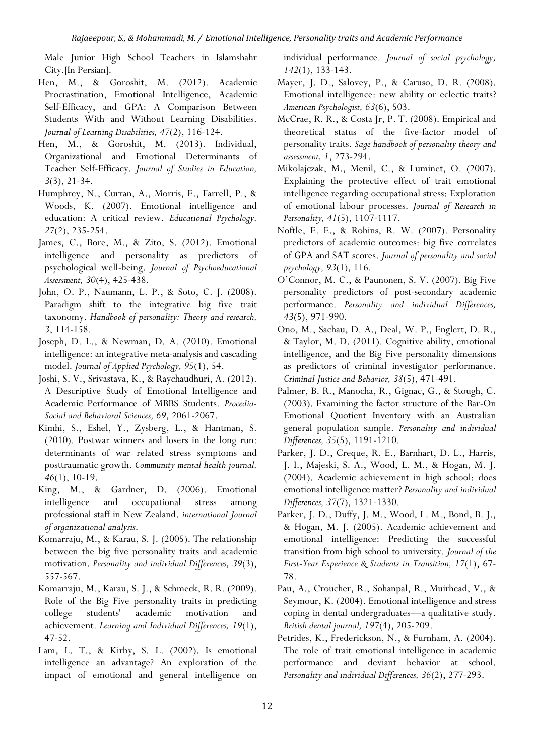Male Junior High School Teachers in Islamshahr City.[In Persian].

Hen, M., & Goroshit, M. (2012). Academic Procrastination, Emotional Intelligence, Academic Self-Efficacy, and GPA: A Comparison Between Students With and Without Learning Disabilities. *Journal of Learning Disabilities, 47*(2), 116-124.

Hen, M., & Goroshit, M. (2013). Individual, Organizational and Emotional Determinants of Teacher Self-Efficacy. *Journal of Studies in Education, 3*(3), 21-34.

Humphrey, N., Curran, A., Morris, E., Farrell, P., & Woods, K. (2007). Emotional intelligence and education: A critical review. *Educational Psychology, 27*(2), 235-254.

James, C., Bore, M., & Zito, S. (2012). Emotional intelligence and personality as predictors of psychological well-being. *Journal of Psychoeducational Assessment, 30*(4), 425-438.

John, O. P., Naumann, L. P., & Soto, C. J. (2008). Paradigm shift to the integrative big five trait taxonomy. *Handbook of personality: Theory and research, 3*, 114-158.

Joseph, D. L., & Newman, D. A. (2010). Emotional intelligence: an integrative meta-analysis and cascading model. *Journal of Applied Psychology, 95*(1), 54.

Joshi, S. V., Srivastava, K., & Raychaudhuri, A. (2012). A Descriptive Study of Emotional Intelligence and Academic Performance of MBBS Students. *Procedia-Social and Behavioral Sciences, 69*, 2061-2067.

Kimhi, S., Eshel, Y., Zysberg, L., & Hantman, S. (2010). Postwar winners and losers in the long run: determinants of war related stress symptoms and posttraumatic growth. *Community mental health journal, 46*(1), 10-19.

King, M., & Gardner, D. (2006). Emotional intelligence and occupational stress among professional staff in New Zealand. *international Journal of organizational analysis*.

Komarraju, M., & Karau, S. J. (2005). The relationship between the big five personality traits and academic motivation. *Personality and individual Differences, 39*(3), 557-567.

Komarraju, M., Karau, S. J., & Schmeck, R. R. (2009). Role of the Big Five personality traits in predicting college students' academic motivation and achievement. *Learning and Individual Differences, 19*(1), 47-52.

Lam, L. T., & Kirby, S. L. (2002). Is emotional intelligence an advantage? An exploration of the impact of emotional and general intelligence on individual performance. *Journal of social psychology, 142*(1), 133-143.

Mayer, J. D., Salovey, P., & Caruso, D. R. (2008). Emotional intelligence: new ability or eclectic traits? *American Psychologist, 63*(6), 503.

McCrae, R. R., & Costa Jr, P. T. (2008). Empirical and theoretical status of the five-factor model of personality traits. *Sage handbook of personality theory and assessment, 1*, 273-294.

Mikolajczak, M., Menil, C., & Luminet, O. (2007). Explaining the protective effect of trait emotional intelligence regarding occupational stress: Exploration of emotional labour processes. *Journal of Research in Personality, 41*(5), 1107-1117.

Noftle, E. E., & Robins, R. W. (2007). Personality predictors of academic outcomes: big five correlates of GPA and SAT scores. *Journal of personality and social psychology, 93*(1), 116.

O'Connor, M. C., & Paunonen, S. V. (2007). Big Five personality predictors of post-secondary academic performance. *Personality and individual Differences, 43*(5), 971-990.

Ono, M., Sachau, D. A., Deal, W. P., Englert, D. R., & Taylor, M. D. (2011). Cognitive ability, emotional intelligence, and the Big Five personality dimensions as predictors of criminal investigator performance. *Criminal Justice and Behavior, 38*(5), 471-491.

Palmer, B. R., Manocha, R., Gignac, G., & Stough, C. (2003). Examining the factor structure of the Bar-On Emotional Quotient Inventory with an Australian general population sample. *Personality and individual Differences, 35*(5), 1191-1210.

Parker, J. D., Creque, R. E., Barnhart, D. L., Harris, J. I., Majeski, S. A., Wood, L. M., & Hogan, M. J. (2004). Academic achievement in high school: does emotional intelligence matter? *Personality and individual Differences, 37*(7), 1321-1330.

Parker, J. D., Duffy, J. M., Wood, L. M., Bond, B. J., & Hogan, M. J. (2005). Academic achievement and emotional intelligence: Predicting the successful transition from high school to university. *Journal of the First-Year Experience & Students in Transition, 17*(1), 67-78.

Pau, A., Croucher, R., Sohanpal, R., Muirhead, V., & Seymour, K. (2004). Emotional intelligence and stress coping in dental undergraduates—a qualitative study. *British dental journal, 197*(4), 205-209.

Petrides, K., Frederickson, N., & Furnham, A. (2004). The role of trait emotional intelligence in academic performance and deviant behavior at school. *Personality and individual Differences, 36*(2), 277-293.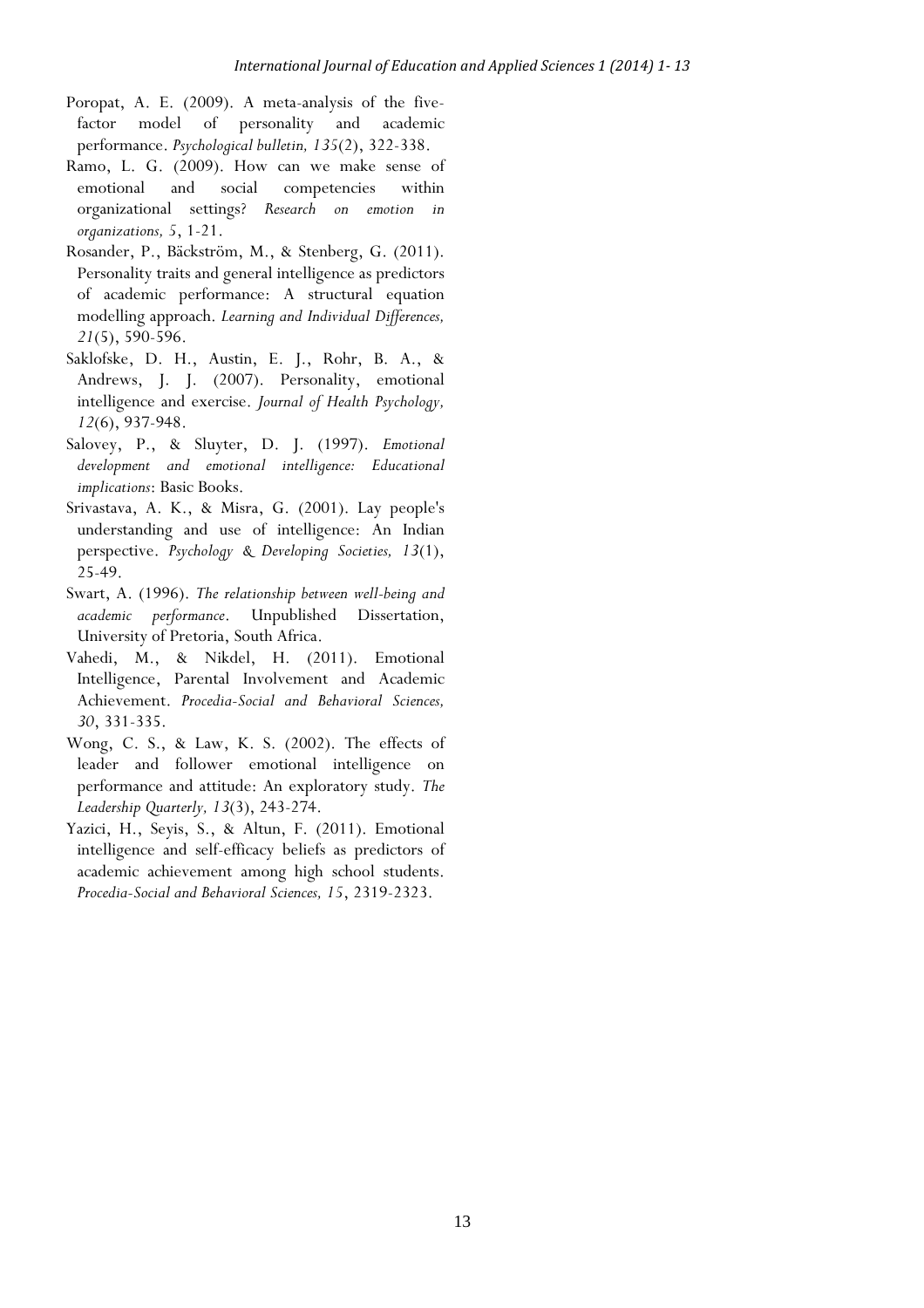Poropat, A. E. (2009). A meta-analysis of the five-factor model of personality and academic performance. *Psychological bulletin, 135*(2), 322-338.

Ramo, L. G. (2009). How can we make sense of emotional and social competencies within organizational settings? *Research on emotion in organizations, 5*, 1-21.

Rosander, P., Bäckström, M., & Stenberg, G. (2011). Personality traits and general intelligence as predictors of academic performance: A structural equation modelling approach. *Learning and Individual Differences, 21*(5), 590-596.

Saklofske, D. H., Austin, E. J., Rohr, B. A., & Andrews, J. J. (2007). Personality, emotional intelligence and exercise. *Journal of Health Psychology, 12*(6), 937-948.

Salovey, P., & Sluyter, D. J. (1997). *Emotional development and emotional intelligence: Educational implications*: Basic Books.

Srivastava, A. K., & Misra, G. (2001). Lay people's understanding and use of intelligence: An Indian perspective. *Psychology & Developing Societies, 13*(1), 25-49.

Swart, A. (1996). *The relationship between well-being and academic performance*. Unpublished Dissertation, University of Pretoria, South Africa.

Vahedi, M., & Nikdel, H. (2011). Emotional Intelligence, Parental Involvement and Academic Achievement. *Procedia-Social and Behavioral Sciences, 30*, 331-335.

Wong, C. S., & Law, K. S. (2002). The effects of leader and follower emotional intelligence on performance and attitude: An exploratory study. *The Leadership Quarterly, 13*(3), 243-274.

Yazici, H., Seyis, S., & Altun, F. (2011). Emotional intelligence and self-efficacy beliefs as predictors of academic achievement among high school students. *Procedia-Social and Behavioral Sciences, 15*, 2319-2323.